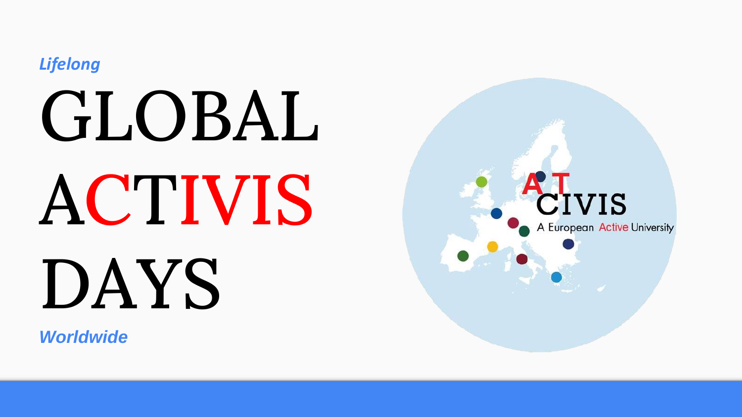*Lifelong*

# GLOBAL ACTIVIS DAYS

*Worldwide*

ACT CIVIS

A European Active University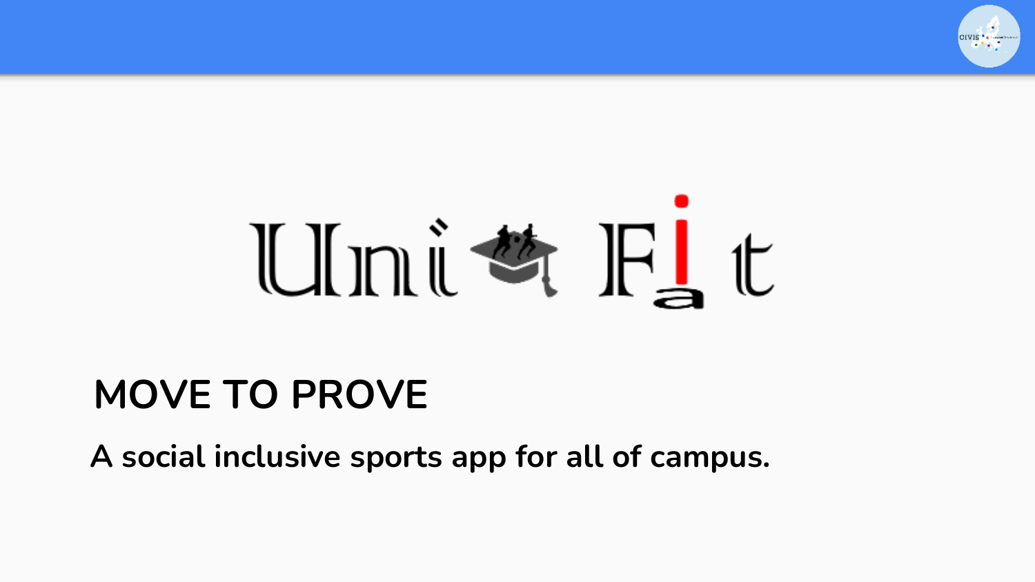# UniFit

## MOVE TO PROVE

**A social inclusive sports app for all of campus.**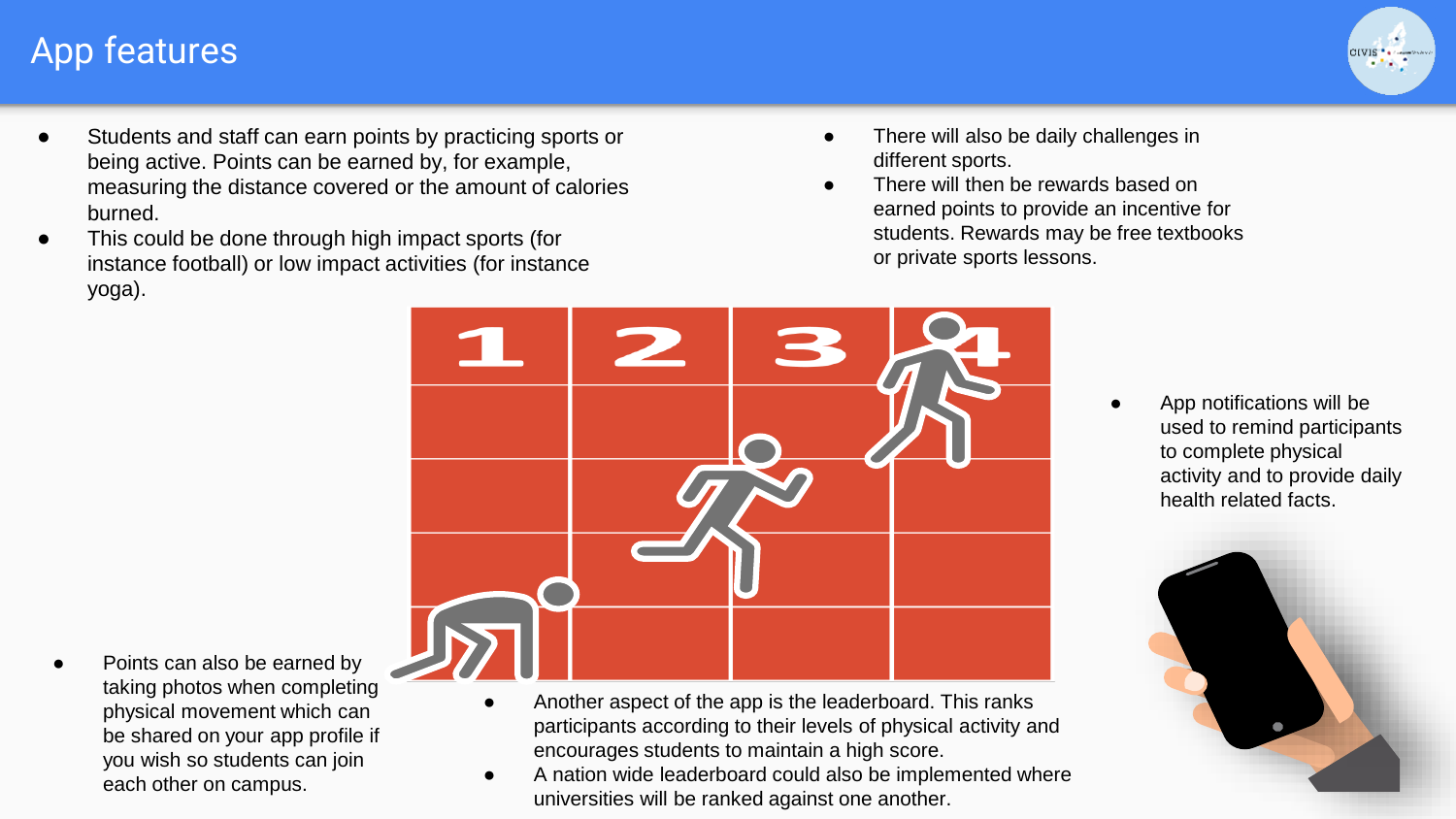# App features

- Students and staff can earn points by practicing sports or being active. Points can be earned by, for example, measuring the distance covered or the amount of calories burned.
- This could be done through high impact sports (for instance football) or low impact activities (for instance yoga).
- There will also be daily challenges in different sports.
- There will then be rewards based on earned points to provide an incentive for students. Rewards may be free textbooks or private sports lessons.
- App notifications will be used to remind participants to complete physical activity and to provide daily health related facts.
- Points can also be earned by taking photos when completing physical movement which can be shared on your app profile if you wish so students can join each other on campus.
- Another aspect of the app is the leaderboard. This ranks participants according to their levels of physical activity and encourages students to maintain a high score.
- A nation wide leaderboard could also be implemented where universities will be ranked against one another.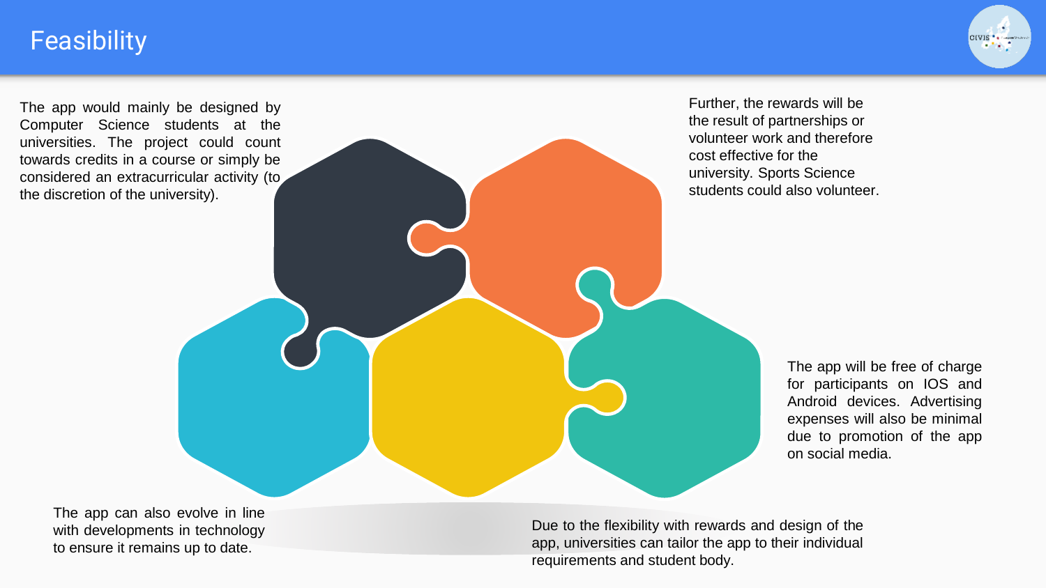# Feasibility

The app would mainly be designed by Computer Science students at the universities. The project could count towards credits in a course or simply be considered an extracurricular activity (to the discretion of the university).

Further, the rewards will be the result of partnerships or volunteer work and therefore cost effective for the university. Sports Science students could also volunteer.

The app will be free of charge for participants on IOS and Android devices. Advertising expenses will also be minimal due to promotion of the app on social media.

Due to the flexibility with rewards and design of the app, universities can tailor the app to their individual requirements and student body.

The app can also evolve in line with developments in technology to ensure it remains up to date.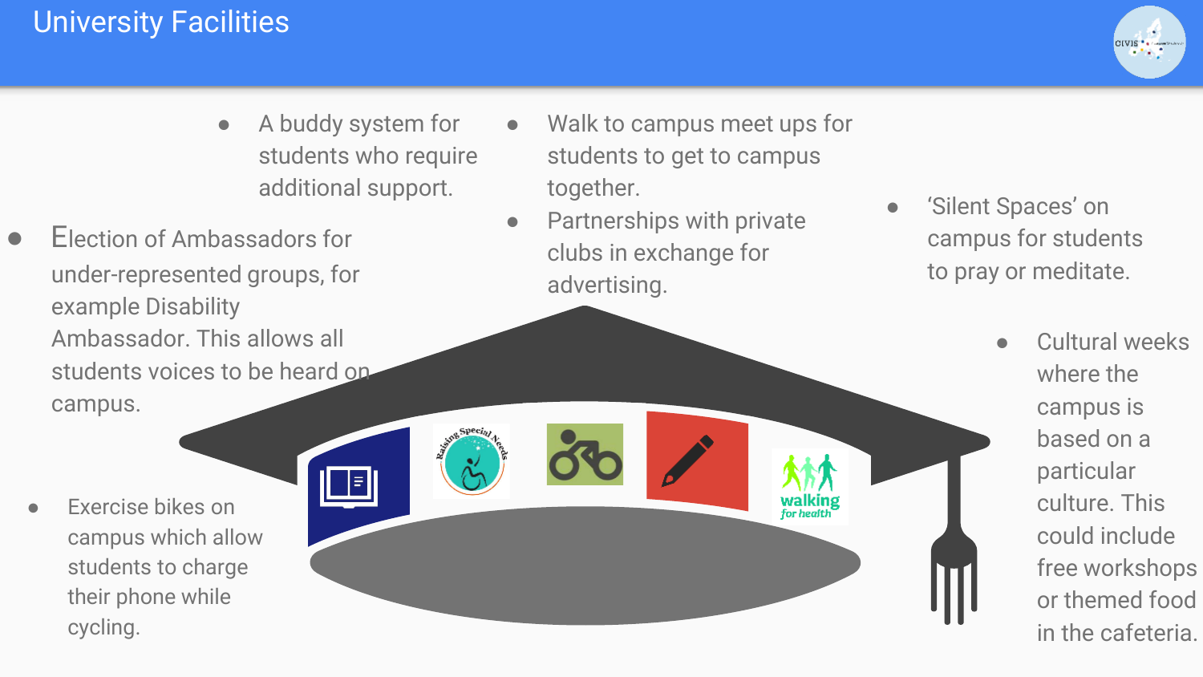# University Facilities

- A buddy system for students who require additional support.
- Walk to campus meet ups for students to get to campus together.
- Partnerships with private clubs in exchange for advertising.
- 'Silent Spaces' on campus for students to pray or meditate.
- Election of Ambassadors for under-represented groups, for example Disability Ambassador. This allows all students voices to be heard on campus.
- Exercise bikes on campus which allow students to charge their phone while cycling.
- Cultural weeks where the campus is based on a particular culture. This could include free workshops or themed food in the cafeteria.